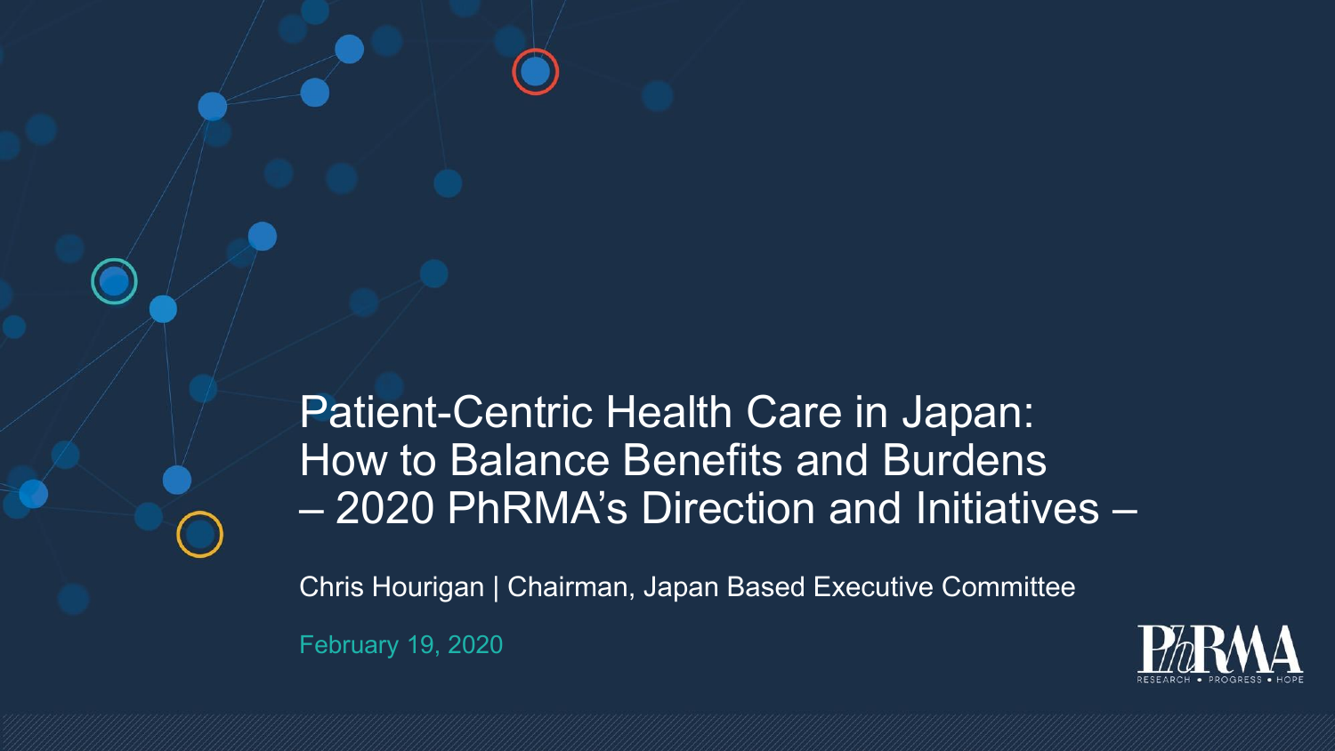# Patient-Centric Health Care in Japan: How to Balance Benefits and Burdens – 2020 PhRMA's Direction and Initiatives –

Chris Hourigan | Chairman, Japan Based Executive Committee

February 19, 2020

PhRMA
RESEARCH • PROGRESS • HOPE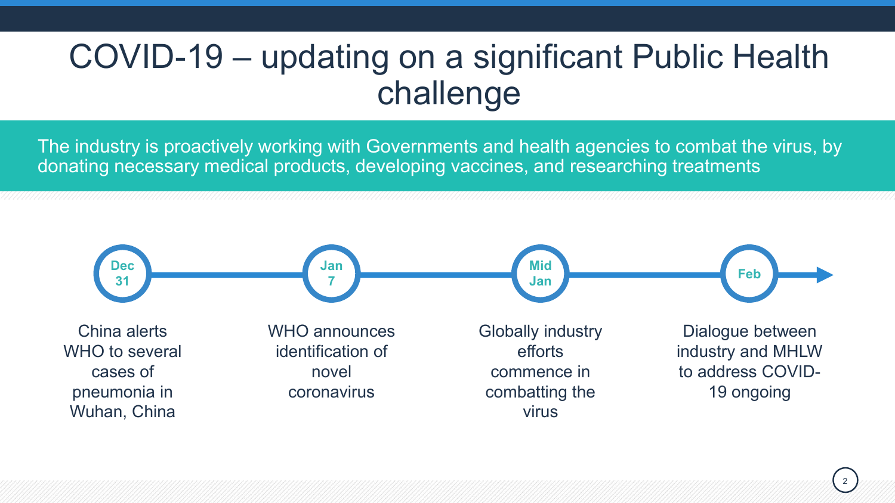# COVID-19 – updating on a significant Public Health challenge

The industry is proactively working with Governments and health agencies to combat the virus, by donating necessary medical products, developing vaccines, and researching treatments

- **Dec 31**: China alerts WHO to several cases of pneumonia in Wuhan, China
- **Jan 7**: WHO announces identification of novel coronavirus
- **Mid Jan**: Globally industry efforts commence in combatting the virus
- **Feb**: Dialogue between industry and MHLW to address COVID-19 ongoing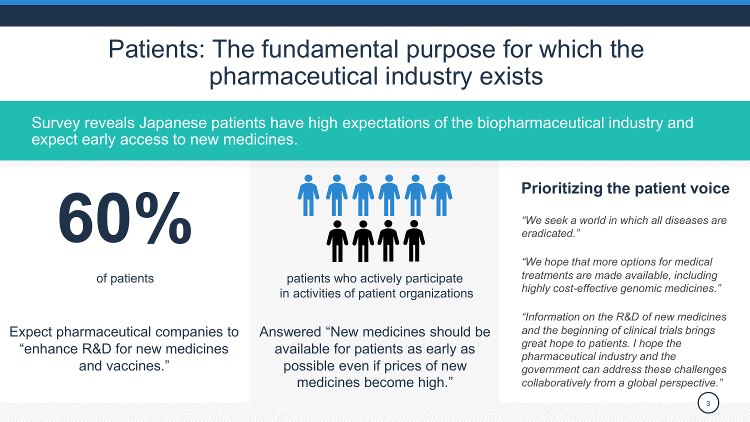# Patients: The fundamental purpose for which the pharmaceutical industry exists

Survey reveals Japanese patients have high expectations of the biopharmaceutical industry and expect early access to new medicines.

**60%**

of patients

Expect pharmaceutical companies to "enhance R&D for new medicines and vaccines."

patients who actively participate in activities of patient organizations

Answered "New medicines should be available for patients as early as possible even if prices of new medicines become high."

## Prioritizing the patient voice

*"We seek a world in which all diseases are eradicated."*

*"We hope that more options for medical treatments are made available, including highly cost-effective genomic medicines."*

*"Information on the R&D of new medicines and the beginning of clinical trials brings great hope to patients. I hope the pharmaceutical industry and the government can address these challenges collaboratively from a global perspective."*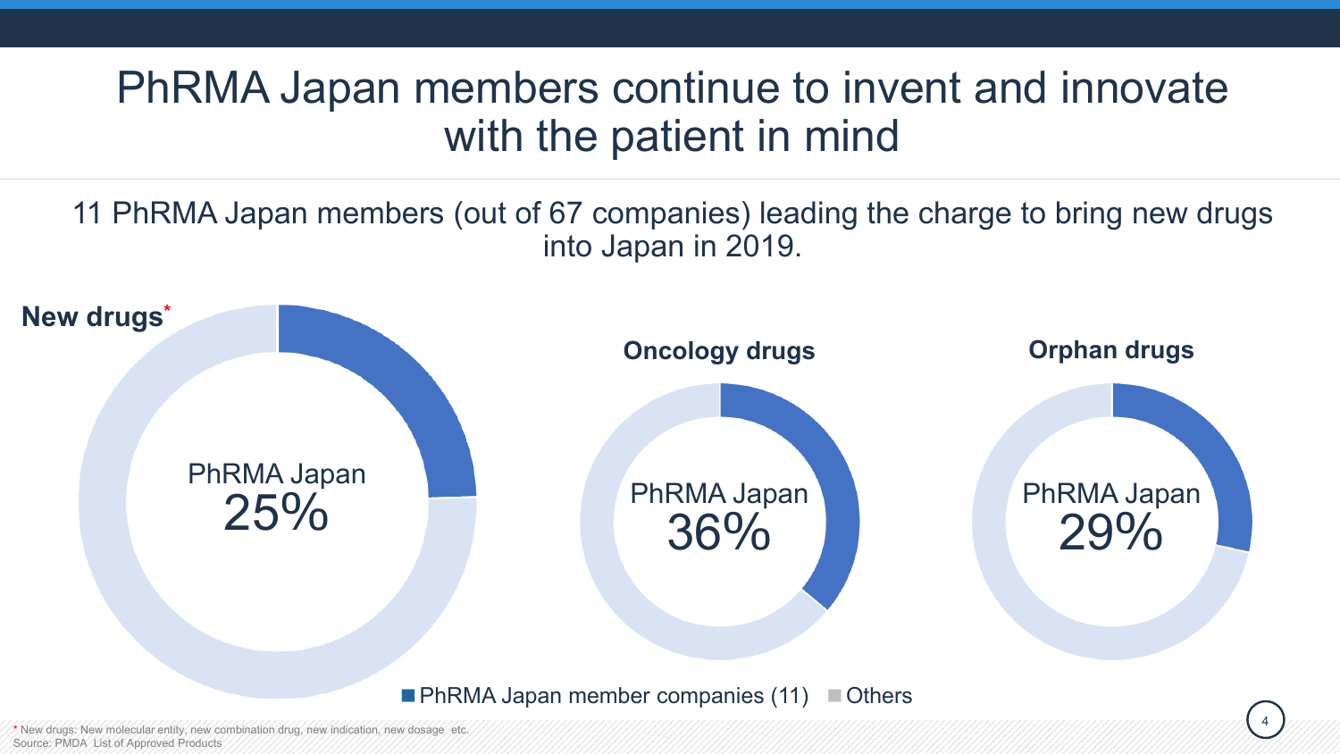# PhRMA Japan members continue to invent and innovate with the patient in mind

11 PhRMA Japan members (out of 67 companies) leading the charge to bring new drugs into Japan in 2019.

**New drugs***

PhRMA Japan
25%

**Oncology drugs**

PhRMA Japan
36%

**Orphan drugs**

PhRMA Japan
29%

■ PhRMA Japan member companies (11) ■ Others

* New drugs: New molecular entity, new combination drug, new indication, new dosage etc.
Source: PMDA List of Approved Products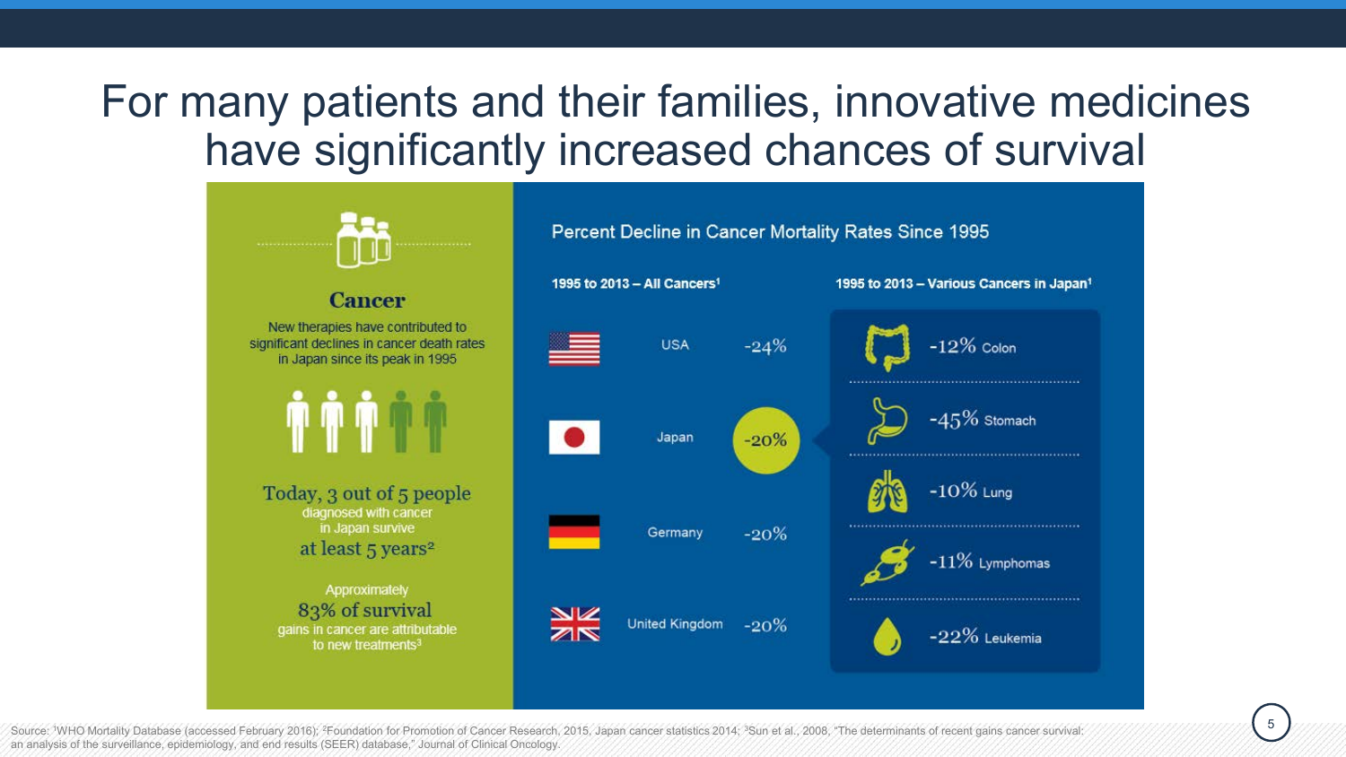# For many patients and their families, innovative medicines have significantly increased chances of survival

## Cancer

New therapies have contributed to significant declines in cancer death rates in Japan since its peak in 1995

Today, 3 out of 5 people diagnosed with cancer in Japan survive at least 5 years[2]

Approximately 83% of survival gains in cancer are attributable to new treatments[3]

## Percent Decline in Cancer Mortality Rates Since 1995

**1995 to 2013 – All Cancers[1]**

| Country | Decline |
| --- | --- |
| USA | -24% |
| Japan | -20% |
| Germany | -20% |
| United Kingdom | -20% |

**1995 to 2013 – Various Cancers in Japan[1]**

| Cancer | Decline |
| --- | --- |
| Colon | -12% |
| Stomach | -45% |
| Lung | -10% |
| Lymphomas | -11% |
| Leukemia | -22% |

Source: [1]WHO Mortality Database (accessed February 2016); [2]Foundation for Promotion of Cancer Research, 2015, Japan cancer statistics 2014; [3]Sun et al., 2008, "The determinants of recent gains cancer survival: an analysis of the surveillance, epidemiology, and end results (SEER) database," Journal of Clinical Oncology.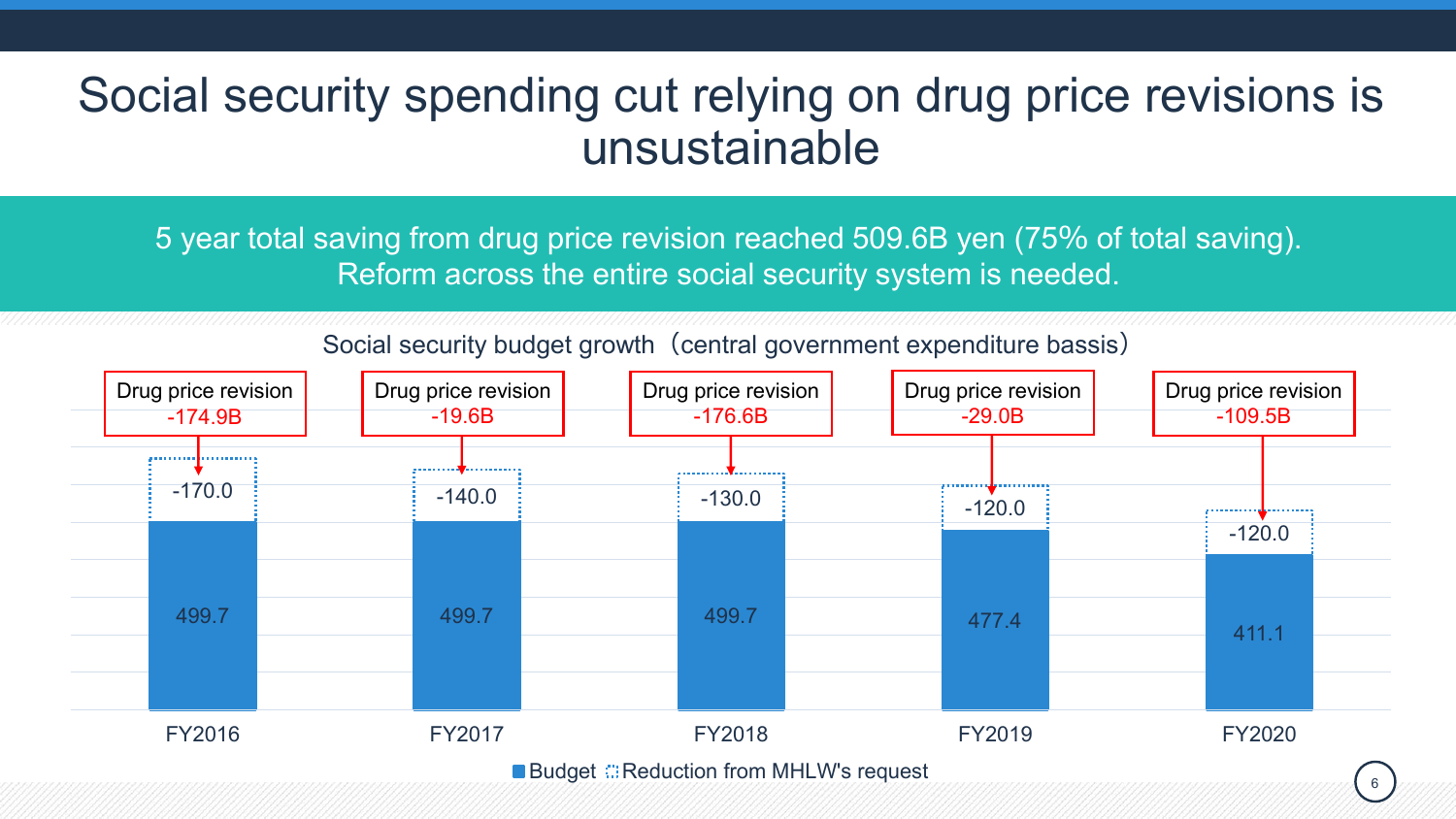# Social security spending cut relying on drug price revisions is unsustainable

5 year total saving from drug price revision reached 509.6B yen (75% of total saving).
Reform across the entire social security system is needed.

Social security budget growth（central government expenditure bassis）

| | FY2016 | FY2017 | FY2018 | FY2019 | FY2020 |
|---|---|---|---|---|---|
| Drug price revision | -174.9B | -19.6B | -176.6B | -29.0B | -109.5B |
| Reduction from MHLW's request | -170.0 | -140.0 | -130.0 | -120.0 | -120.0 |
| Budget | 499.7 | 499.7 | 499.7 | 477.4 | 411.1 |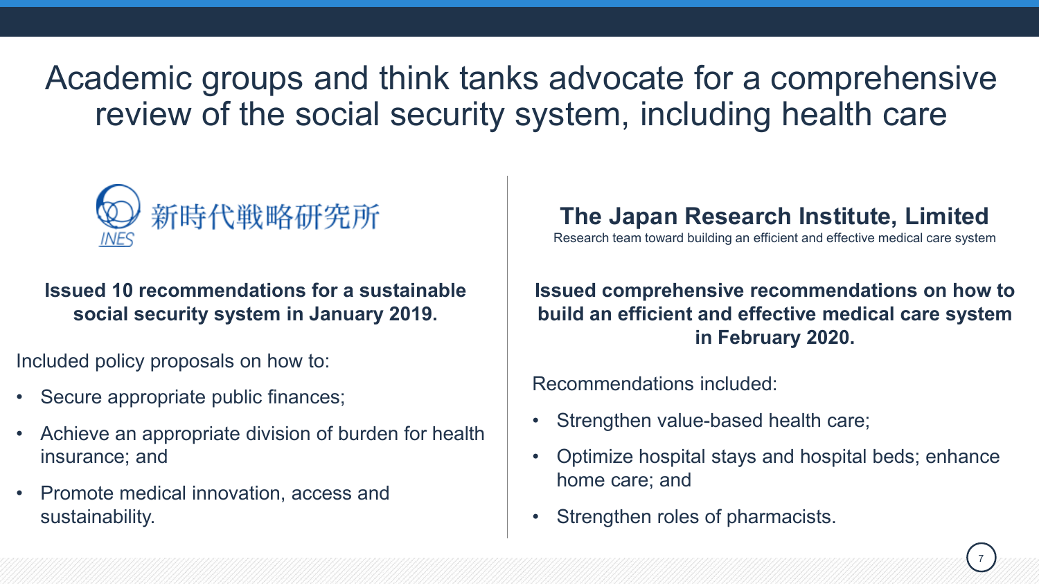# Academic groups and think tanks advocate for a comprehensive review of the social security system, including health care

新時代戦略研究所

INES

**Issued 10 recommendations for a sustainable social security system in January 2019.**

Included policy proposals on how to:

- Secure appropriate public finances;
- Achieve an appropriate division of burden for health insurance; and
- Promote medical innovation, access and sustainability.

## The Japan Research Institute, Limited

Research team toward building an efficient and effective medical care system

**Issued comprehensive recommendations on how to build an efficient and effective medical care system in February 2020.**

Recommendations included:

- Strengthen value-based health care;
- Optimize hospital stays and hospital beds; enhance home care; and
- Strengthen roles of pharmacists.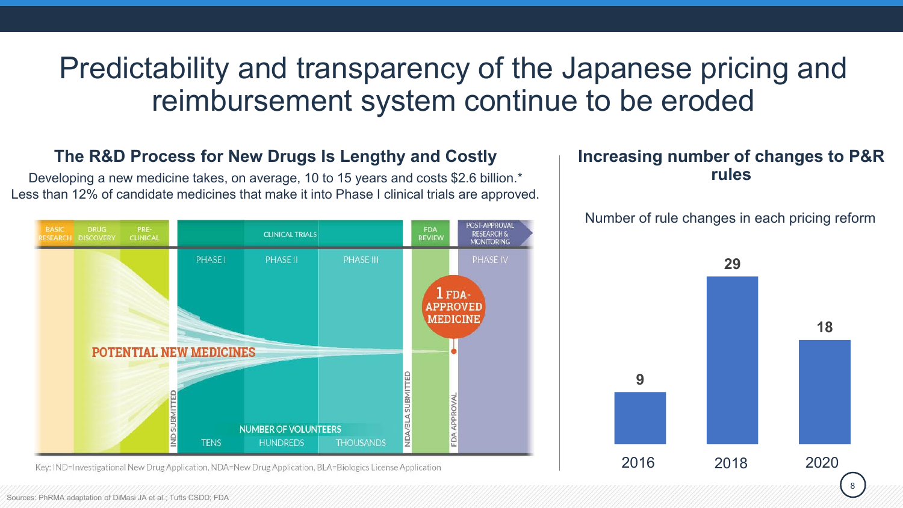# Predictability and transparency of the Japanese pricing and reimbursement system continue to be eroded

## The R&D Process for New Drugs Is Lengthy and Costly

Developing a new medicine takes, on average, 10 to 15 years and costs $2.6 billion.*
Less than 12% of candidate medicines that make it into Phase I clinical trials are approved.

| BASIC RESEARCH | DRUG DISCOVERY | PRE-CLINICAL | CLINICAL TRIALS | | | FDA REVIEW | POST-APPROVAL RESEARCH & MONITORING |
|---|---|---|---|---|---|---|---|
| | | | PHASE I | PHASE II | PHASE III | | PHASE IV |

POTENTIAL NEW MEDICINES → 1 FDA-APPROVED MEDICINE

IND SUBMITTED — NDA/BLA SUBMITTED — FDA APPROVAL

NUMBER OF VOLUNTEERS: TENS (Phase I), HUNDREDS (Phase II), THOUSANDS (Phase III)

Key: IND=Investigational New Drug Application, NDA=New Drug Application, BLA=Biologics License Application

## Increasing number of changes to P&R rules

Number of rule changes in each pricing reform

| Year | Number of rule changes |
|---|---|
| 2016 | 9 |
| 2018 | 29 |
| 2020 | 18 |

Sources: PhRMA adaptation of DiMasi JA et al.; Tufts CSDD; FDA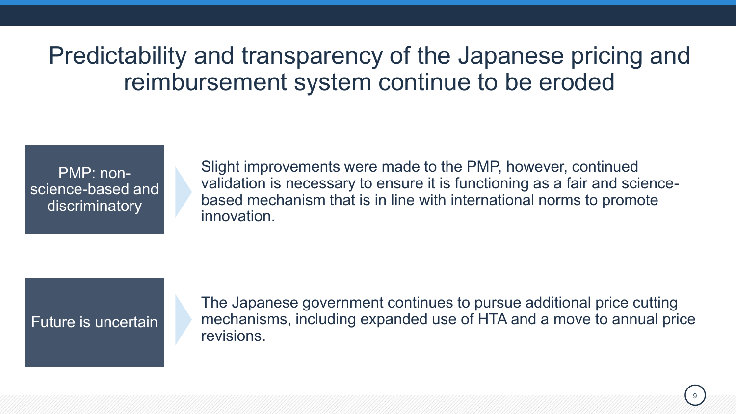# Predictability and transparency of the Japanese pricing and reimbursement system continue to be eroded

**PMP: non-science-based and discriminatory**

Slight improvements were made to the PMP, however, continued validation is necessary to ensure it is functioning as a fair and science-based mechanism that is in line with international norms to promote innovation.

**Future is uncertain**

The Japanese government continues to pursue additional price cutting mechanisms, including expanded use of HTA and a move to annual price revisions.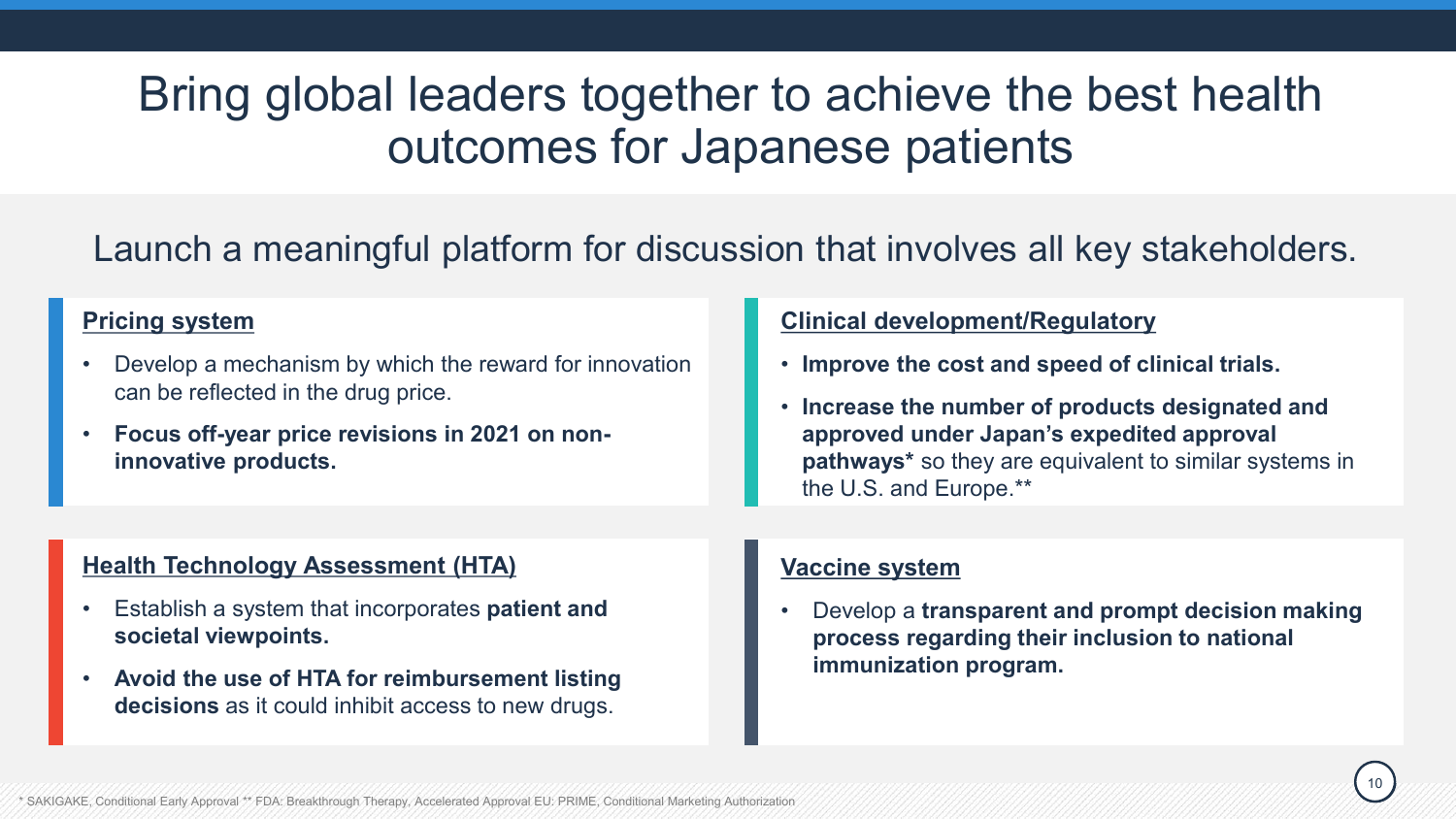# Bring global leaders together to achieve the best health outcomes for Japanese patients

## Launch a meaningful platform for discussion that involves all key stakeholders.

### Pricing system

- Develop a mechanism by which the reward for innovation can be reflected in the drug price.
- **Focus off-year price revisions in 2021 on non-innovative products.**

### Clinical development/Regulatory

- **Improve the cost and speed of clinical trials.**
- **Increase the number of products designated and approved under Japan's expedited approval pathways*** so they are equivalent to similar systems in the U.S. and Europe.**

### Health Technology Assessment (HTA)

- Establish a system that incorporates **patient and societal viewpoints.**
- **Avoid the use of HTA for reimbursement listing decisions** as it could inhibit access to new drugs.

### Vaccine system

- Develop a **transparent and prompt decision making process regarding their inclusion to national immunization program.**

* SAKIGAKE, Conditional Early Approval ** FDA: Breakthrough Therapy, Accelerated Approval EU: PRIME, Conditional Marketing Authorization